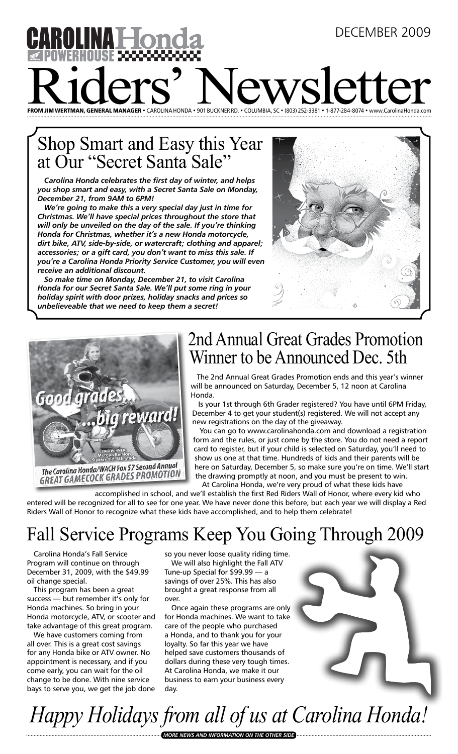DECEMBER 2009

# CAROLINA Honda POWERHOUSE Riders' Newsletter

**FROM JIM WERTMAN, GENERAL MANAGER** • CAROLINA HONDA • 901 BUCKNER RD. • COLUMBIA, SC • (803) 252-3381 • 1-877-284-8074 • www.CarolinaHonda.com

## Shop Smart and Easy this Year at Our "Secret Santa Sale"

***Carolina Honda celebrates the first day of winter, and helps you shop smart and easy, with a Secret Santa Sale on Monday, December 21, from 9AM to 6PM!***

***We're going to make this a very special day just in time for Christmas. We'll have special prices throughout the store that will only be unveiled on the day of the sale. If you're thinking Honda for Christmas, whether it's a new Honda motorcycle, dirt bike, ATV, side-by-side, or watercraft; clothing and apparel; accessories; or a gift card, you don't want to miss this sale. If you're a Carolina Honda Priority Service Customer, you will even receive an additional discount.***

***So make time on Monday, December 21, to visit Carolina Honda for our Secret Santa Sale. We'll put some ring in your holiday spirit with door prizes, holiday snacks and prices so unbelieveable that we need to keep them a secret!***

Good grades... ...big reward!

2008 WINNER: Morgan Remion 9 years old, 4th grade

The Carolina Honda/WACH Fox 57 Second Annual GREAT GAMECOCK GRADES PROMOTION

## 2nd Annual Great Grades Promotion Winner to be Announced Dec. 5th

The 2nd Annual Great Grades Promotion ends and this year's winner will be announced on Saturday, December 5, 12 noon at Carolina Honda.

Is your 1st through 6th Grader registered? You have until 6PM Friday, December 4 to get your student(s) registered. We will not accept any new registrations on the day of the giveaway.

You can go to www.carolinahonda.com and download a registration form and the rules, or just come by the store. You do not need a report card to register, but if your child is selected on Saturday, you'll need to show us one at that time. Hundreds of kids and their parents will be here on Saturday, December 5, so make sure you're on time. We'll start the drawing promptly at noon, and you must be present to win.

At Carolina Honda, we're very proud of what these kids have accomplished in school, and we'll establish the first Red Riders Wall of Honor, where every kid who entered will be recognized for all to see for one year. We have never done this before, but each year we will display a Red Riders Wall of Honor to recognize what these kids have accomplished, and to help them celebrate!

## Fall Service Programs Keep You Going Through 2009

Carolina Honda's Fall Service Program will continue on through December 31, 2009, with the $49.99 oil change special.

This program has been a great success — but remember it's only for Honda machines. So bring in your Honda motorcycle, ATV, or scooter and take advantage of this great program.

We have customers coming from all over. This is a great cost savings for any Honda bike or ATV owner. No appointment is necessary, and if you come early, you can wait for the oil change to be done. With nine service bays to serve you, we get the job done so you never loose quality riding time.

We will also highlight the Fall ATV Tune-up Special for $99.99 — a savings of over 25%. This has also brought a great response from all over.

Once again these programs are only for Honda machines. We want to take care of the people who purchased a Honda, and to thank you for your loyalty. So far this year we have helped save customers thousands of dollars during these very tough times. At Carolina Honda, we make it our business to earn your business every day.

*Happy Holidays from all of us at Carolina Honda!*

***MORE NEWS AND INFORMATION ON THE OTHER SIDE***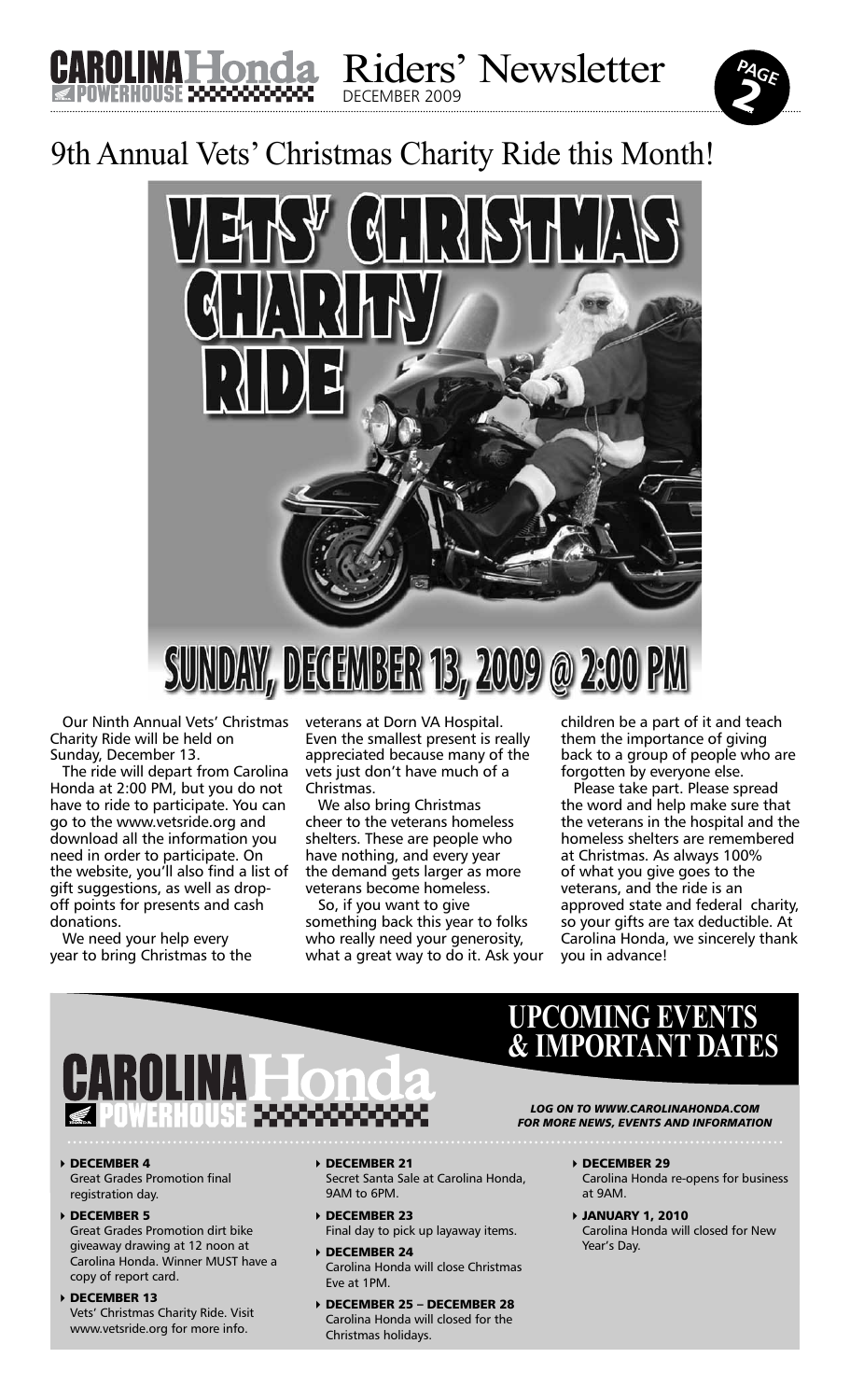# 9th Annual Vets' Christmas Charity Ride this Month!

# VETS' CHRISTMAS CHARITY RIDE

## SUNDAY, DECEMBER 13, 2009 @ 2:00 PM

Our Ninth Annual Vets' Christmas Charity Ride will be held on Sunday, December 13.

The ride will depart from Carolina Honda at 2:00 PM, but you do not have to ride to participate. You can go to the www.vetsride.org and download all the information you need in order to participate. On the website, you'll also find a list of gift suggestions, as well as drop-off points for presents and cash donations.

We need your help every year to bring Christmas to the veterans at Dorn VA Hospital. Even the smallest present is really appreciated because many of the vets just don't have much of a Christmas.

We also bring Christmas cheer to the veterans homeless shelters. These are people who have nothing, and every year the demand gets larger as more veterans become homeless.

So, if you want to give something back this year to folks who really need your generosity, what a great way to do it. Ask your children be a part of it and teach them the importance of giving back to a group of people who are forgotten by everyone else.

Please take part. Please spread the word and help make sure that the veterans in the hospital and the homeless shelters are remembered at Christmas. As always 100% of what you give goes to the veterans, and the ride is an approved state and federal charity, so your gifts are tax deductible. At Carolina Honda, we sincerely thank you in advance!

## UPCOMING EVENTS & IMPORTANT DATES

*LOG ON TO WWW.CAROLINAHONDA.COM FOR MORE NEWS, EVENTS AND INFORMATION*

- **DECEMBER 4**
  Great Grades Promotion final registration day.
- **DECEMBER 5**
  Great Grades Promotion dirt bike giveaway drawing at 12 noon at Carolina Honda. Winner MUST have a copy of report card.
- **DECEMBER 13**
  Vets' Christmas Charity Ride. Visit www.vetsride.org for more info.
- **DECEMBER 21**
  Secret Santa Sale at Carolina Honda, 9AM to 6PM.
- **DECEMBER 23**
  Final day to pick up layaway items.
- **DECEMBER 24**
  Carolina Honda will close Christmas Eve at 1PM.
- **DECEMBER 25 – DECEMBER 28**
  Carolina Honda will closed for the Christmas holidays.
- **DECEMBER 29**
  Carolina Honda re-opens for business at 9AM.
- **JANUARY 1, 2010**
  Carolina Honda will closed for New Year's Day.